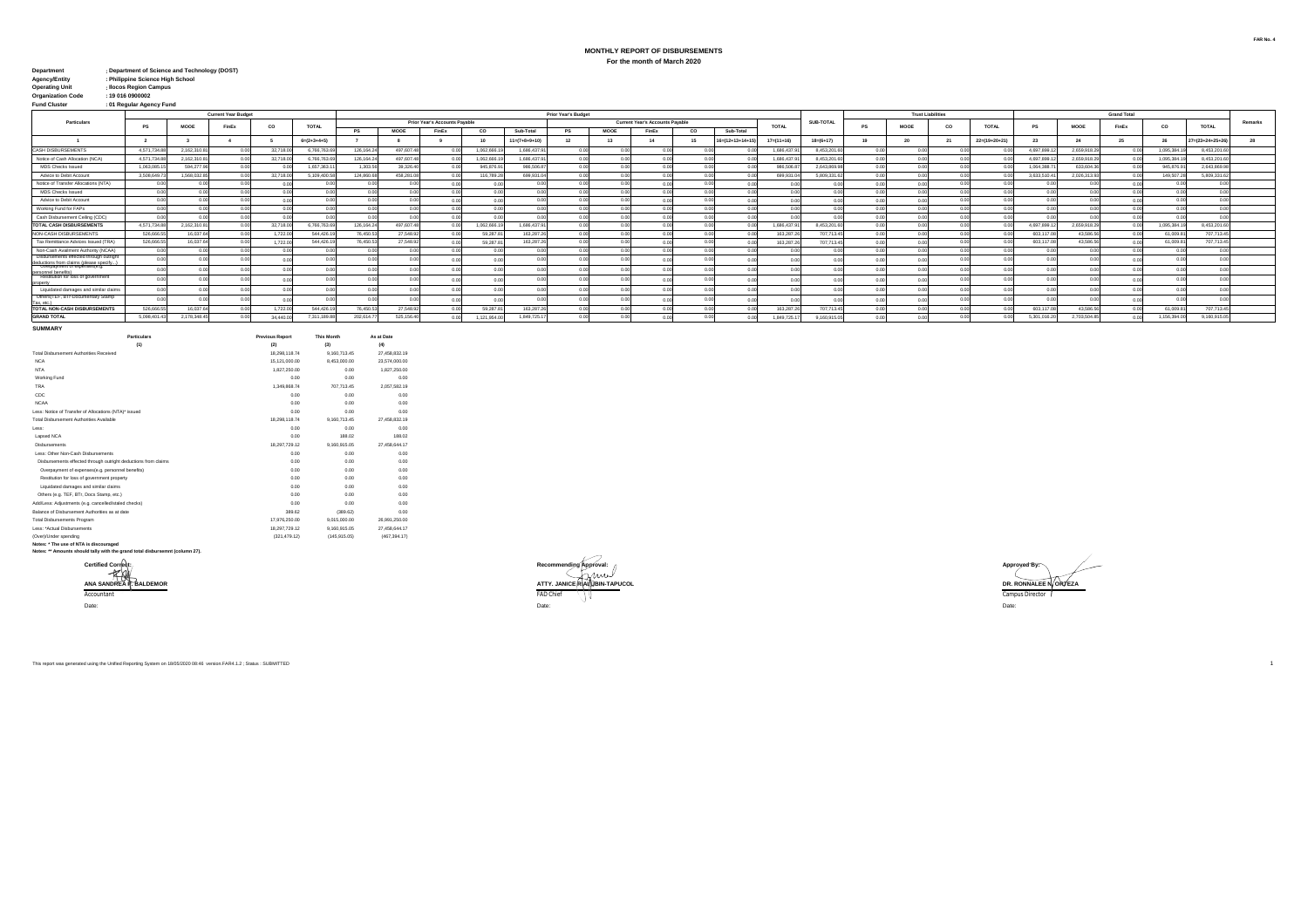FAR No. 4

# MONTHLY REPORT OF DISBURSEMENTS

## For the month of March 2020

**Department** : Department of Science and Technology (DOST)
**Agency/Entity** : Philippine Science High School
**Operating Unit** : Ilocos Region Campus
**Organization Code** : 19 016 0900002
**Fund Cluster** : 01 Regular Agency Fund

| Particulars | Current Year Budget | | | | | Prior Year's Budget | | | | | | | | | | | | SUB-TOTAL | Trust Liabilities | | | | | Grand Total | | | | | Remarks |
|---|---|---|---|---|---|---|---|---|---|---|---|---|---|---|---|---|---|---|---|---|---|---|---|---|---|---|---|---|---|
| | PS | MOOE | FinEx | CO | TOTAL | Prior Year's Accounts Payable | | | | | Current Year's Accounts Payable | | | | | TOTAL | | | PS | MOOE | CO | TOTAL | | PS | MOOE | FinEx | CO | TOTAL | |
| | | | | | | PS | MOOE | FinEx | CO | Sub-Total | PS | MOOE | FinEx | CO | Sub-Total | | | | | | | | | | | | | | |
| 1 | 2 | 3 | 4 | 5 | 6=(2+3+4+5) | 7 | 8 | 9 | 10 | 11=(7+8+9+10) | 12 | 13 | 14 | 15 | 16=(12+13+14+15) | 17=(11+16) | | 18=(6+17) | 19 | 20 | 21 | 22=(19+20+21) | | 23 | 24 | 25 | 26 | 27=(23+24+25+26) | 28 |
| CASH DISBURSEMENTS | 4,571,734.88 | 2,162,310.81 | 0.00 | 32,718.00 | 6,766,763.69 | 126,164.24 | 497,607.48 | 0.00 | 1,062,666.19 | 1,686,437.91 | 0.00 | 0.00 | 0.00 | 0.00 | 0.00 | 1,686,437.91 | | 8,453,201.60 | 0.00 | 0.00 | 0.00 | 0.00 | | 4,697,899.12 | 2,659,918.29 | 0.00 | 1,095,384.19 | 8,453,201.60 | |
| Notice of Cash Allocation (NCA) | 4,571,734.88 | 2,162,310.81 | 0.00 | 32,718.00 | 6,766,763.69 | 126,164.24 | 497,607.48 | 0.00 | 1,062,666.19 | 1,686,437.91 | 0.00 | 0.00 | 0.00 | 0.00 | 0.00 | 1,686,437.91 | | 8,453,201.60 | 0.00 | 0.00 | 0.00 | 0.00 | | 4,697,899.12 | 2,659,918.29 | 0.00 | 1,095,384.19 | 8,453,201.60 | |
| MDS Checks Issued | 1,063,085.15 | 594,277.96 | 0.00 | 0.00 | 1,657,363.11 | 1,303.56 | 39,326.40 | 0.00 | 945,876.91 | 986,506.87 | 0.00 | 0.00 | 0.00 | 0.00 | 0.00 | 986,506.87 | | 2,643,869.98 | 0.00 | 0.00 | 0.00 | 0.00 | | 1,064,388.71 | 633,604.36 | 0.00 | 945,876.91 | 2,643,869.98 | |
| Advice to Debit Account | 3,508,649.73 | 1,568,032.85 | 0.00 | 32,718.00 | 5,109,400.58 | 124,860.68 | 458,281.08 | 0.00 | 116,789.28 | 699,931.04 | 0.00 | 0.00 | 0.00 | 0.00 | 0.00 | 699,931.04 | | 5,809,331.62 | 0.00 | 0.00 | 0.00 | 0.00 | | 3,633,510.41 | 2,026,313.93 | 0.00 | 149,507.28 | 5,809,331.62 | |
| Notice of Transfer Allocations (NTA) | 0.00 | 0.00 | 0.00 | 0.00 | 0.00 | 0.00 | 0.00 | 0.00 | 0.00 | 0.00 | 0.00 | 0.00 | 0.00 | 0.00 | 0.00 | 0.00 | | 0.00 | 0.00 | 0.00 | 0.00 | 0.00 | | 0.00 | 0.00 | 0.00 | 0.00 | 0.00 | |
| MDS Checks Issued | 0.00 | 0.00 | 0.00 | 0.00 | 0.00 | 0.00 | 0.00 | 0.00 | 0.00 | 0.00 | 0.00 | 0.00 | 0.00 | 0.00 | 0.00 | 0.00 | | 0.00 | 0.00 | 0.00 | 0.00 | 0.00 | | 0.00 | 0.00 | 0.00 | 0.00 | 0.00 | |
| Advice to Debit Account | 0.00 | 0.00 | 0.00 | 0.00 | 0.00 | 0.00 | 0.00 | 0.00 | 0.00 | 0.00 | 0.00 | 0.00 | 0.00 | 0.00 | 0.00 | 0.00 | | 0.00 | 0.00 | 0.00 | 0.00 | 0.00 | | 0.00 | 0.00 | 0.00 | 0.00 | 0.00 | |
| Working Fund for FAPs | 0.00 | 0.00 | 0.00 | 0.00 | 0.00 | 0.00 | 0.00 | 0.00 | 0.00 | 0.00 | 0.00 | 0.00 | 0.00 | 0.00 | 0.00 | 0.00 | | 0.00 | 0.00 | 0.00 | 0.00 | 0.00 | | 0.00 | 0.00 | 0.00 | 0.00 | 0.00 | |
| Cash Disbursement Ceiling (CDC) | 0.00 | 0.00 | 0.00 | 0.00 | 0.00 | 0.00 | 0.00 | 0.00 | 0.00 | 0.00 | 0.00 | 0.00 | 0.00 | 0.00 | 0.00 | 0.00 | | 0.00 | 0.00 | 0.00 | 0.00 | 0.00 | | 0.00 | 0.00 | 0.00 | 0.00 | 0.00 | |
| TOTAL CASH DISBURSEMENTS | 4,571,734.88 | 2,162,310.81 | 0.00 | 32,718.00 | 6,766,763.69 | 126,164.24 | 497,607.48 | 0.00 | 1,062,666.19 | 1,686,437.91 | 0.00 | 0.00 | 0.00 | 0.00 | 0.00 | 1,686,437.91 | | 8,453,201.60 | 0.00 | 0.00 | 0.00 | 0.00 | | 4,697,899.12 | 2,659,918.29 | 0.00 | 1,095,384.19 | 8,453,201.60 | |
| NON-CASH DISBURSEMENTS | 526,666.55 | 16,037.64 | 0.00 | 1,722.00 | 544,426.19 | 76,450.53 | 27,548.92 | 0.00 | 59,287.81 | 163,287.26 | 0.00 | 0.00 | 0.00 | 0.00 | 0.00 | 163,287.26 | | 707,713.45 | 0.00 | 0.00 | 0.00 | 0.00 | | 603,117.08 | 43,586.56 | 0.00 | 61,009.81 | 707,713.45 | |
| Tax Remittance Advices Issued (TRA) | 526,666.55 | 16,037.64 | 0.00 | 1,722.00 | 544,426.19 | 76,450.53 | 27,548.92 | 0.00 | 59,287.81 | 163,287.26 | 0.00 | 0.00 | 0.00 | 0.00 | 0.00 | 163,287.26 | | 707,713.45 | 0.00 | 0.00 | 0.00 | 0.00 | | 603,117.08 | 43,586.56 | 0.00 | 61,009.81 | 707,713.45 | |
| Non-Cash Availment Authority (NCAA) | 0.00 | 0.00 | 0.00 | 0.00 | 0.00 | 0.00 | 0.00 | 0.00 | 0.00 | 0.00 | 0.00 | 0.00 | 0.00 | 0.00 | 0.00 | 0.00 | | 0.00 | 0.00 | 0.00 | 0.00 | 0.00 | | 0.00 | 0.00 | 0.00 | 0.00 | 0.00 | |
| Disbursements effected through outright deductions from claims (please specify...) | 0.00 | 0.00 | 0.00 | 0.00 | 0.00 | 0.00 | 0.00 | 0.00 | 0.00 | 0.00 | 0.00 | 0.00 | 0.00 | 0.00 | 0.00 | 0.00 | | 0.00 | 0.00 | 0.00 | 0.00 | 0.00 | | 0.00 | 0.00 | 0.00 | 0.00 | 0.00 | |
| Overpayment of expenses(e.g. personnel benefits) | 0.00 | 0.00 | 0.00 | 0.00 | 0.00 | 0.00 | 0.00 | 0.00 | 0.00 | 0.00 | 0.00 | 0.00 | 0.00 | 0.00 | 0.00 | 0.00 | | 0.00 | 0.00 | 0.00 | 0.00 | 0.00 | | 0.00 | 0.00 | 0.00 | 0.00 | 0.00 | |
| Restitution for loss of government property | 0.00 | 0.00 | 0.00 | 0.00 | 0.00 | 0.00 | 0.00 | 0.00 | 0.00 | 0.00 | 0.00 | 0.00 | 0.00 | 0.00 | 0.00 | 0.00 | | 0.00 | 0.00 | 0.00 | 0.00 | 0.00 | | 0.00 | 0.00 | 0.00 | 0.00 | 0.00 | |
| Liquidated damages and similar claims | 0.00 | 0.00 | 0.00 | 0.00 | 0.00 | 0.00 | 0.00 | 0.00 | 0.00 | 0.00 | 0.00 | 0.00 | 0.00 | 0.00 | 0.00 | 0.00 | | 0.00 | 0.00 | 0.00 | 0.00 | 0.00 | | 0.00 | 0.00 | 0.00 | 0.00 | 0.00 | |
| Others(TEF, BTr-Documentary Stamp Tax, etc.) | 0.00 | 0.00 | 0.00 | 0.00 | 0.00 | 0.00 | 0.00 | 0.00 | 0.00 | 0.00 | 0.00 | 0.00 | 0.00 | 0.00 | 0.00 | 0.00 | | 0.00 | 0.00 | 0.00 | 0.00 | 0.00 | | 0.00 | 0.00 | 0.00 | 0.00 | 0.00 | |
| TOTAL NON-CASH DISBURSEMENTS | 526,666.55 | 16,037.64 | 0.00 | 1,722.00 | 544,426.19 | 76,450.53 | 27,548.92 | 0.00 | 59,287.81 | 163,287.26 | 0.00 | 0.00 | 0.00 | 0.00 | 0.00 | 163,287.26 | | 707,713.45 | 0.00 | 0.00 | 0.00 | 0.00 | | 603,117.08 | 43,586.56 | 0.00 | 61,009.81 | 707,713.45 | |
| GRAND TOTAL | 5,098,401.43 | 2,178,348.45 | 0.00 | 34,440.00 | 7,311,189.88 | 202,614.77 | 525,156.40 | 0.00 | 1,121,954.00 | 1,849,725.17 | 0.00 | 0.00 | 0.00 | 0.00 | 0.00 | 1,849,725.17 | | 9,160,915.05 | 0.00 | 0.00 | 0.00 | 0.00 | | 5,301,016.20 | 2,703,504.85 | 0.00 | 1,156,394.00 | 9,160,915.05 | |

**SUMMARY**

| Particulars | Previous Report | This Month | As at Date |
|---|---|---|---|
| (1) | (2) | (3) | (4) |
| Total Disbursement Authorities Received | 18,298,118.74 | 9,160,713.45 | 27,458,832.19 |
| NCA | 15,121,000.00 | 8,453,000.00 | 23,574,000.00 |
| NTA | 1,827,250.00 | 0.00 | 1,827,250.00 |
| Working Fund | 0.00 | 0.00 | 0.00 |
| TRA | 1,349,868.74 | 707,713.45 | 2,057,582.19 |
| CDC | 0.00 | 0.00 | 0.00 |
| NCAA | 0.00 | 0.00 | 0.00 |
| Less: Notice of Transfer of Allocations (NTA)* issued | 0.00 | 0.00 | 0.00 |
| Total Disbursement Authorities Available | 18,298,118.74 | 9,160,713.45 | 27,458,832.19 |
| Less: | 0.00 | 0.00 | 0.00 |
| Lapsed NCA | 0.00 | 188.02 | 188.02 |
| Disbursements | 18,297,729.12 | 9,160,915.05 | 27,458,644.17 |
| Less: Other Non-Cash Disbursements | 0.00 | 0.00 | 0.00 |
| Disbursements effected through outright deductions from claims | 0.00 | 0.00 | 0.00 |
| Overpayment of expenses(e.g. personnel benefits) | 0.00 | 0.00 | 0.00 |
| Restitution for loss of government property | 0.00 | 0.00 | 0.00 |
| Liquidated damages and similar claims | 0.00 | 0.00 | 0.00 |
| Others (e.g. TEF, BTr, Docs Stamp, etc.) | 0.00 | 0.00 | 0.00 |
| Add/Less: Adjustments (e.g. cancelled/staled checks) | 0.00 | 0.00 | 0.00 |
| Balance of Disbursement Authorities as at date | 389.62 | (389.62) | 0.00 |
| Total Disbursements Program | 17,976,250.00 | 9,015,000.00 | 26,991,250.00 |
| Less: *Actual Disbursements | 18,297,729.12 | 9,160,915.05 | 27,458,644.17 |
| (Over)/Under spending | (321,479.12) | (145,915.05) | (467,394.17) |

Notes: * The use of NTA is discouraged
Notes: ** Amounts should tally with the grand total disbursemnt (column 27).

Certified Correct:
**ANA SANDREA P. BALDEMOR**
Accountant
Date:

Recommending Approval:
**ATTY. JANICE R. ALBIN-TAPUCOL**
FAD Chief
Date:

Approved By:
**DR. RONNALEE N. ORTEZA**
Campus Director
Date:

This report was generated using the Unified Reporting System on 18/05/2020 08:46 version.FAR4.1.2 ; Status : SUBMITTED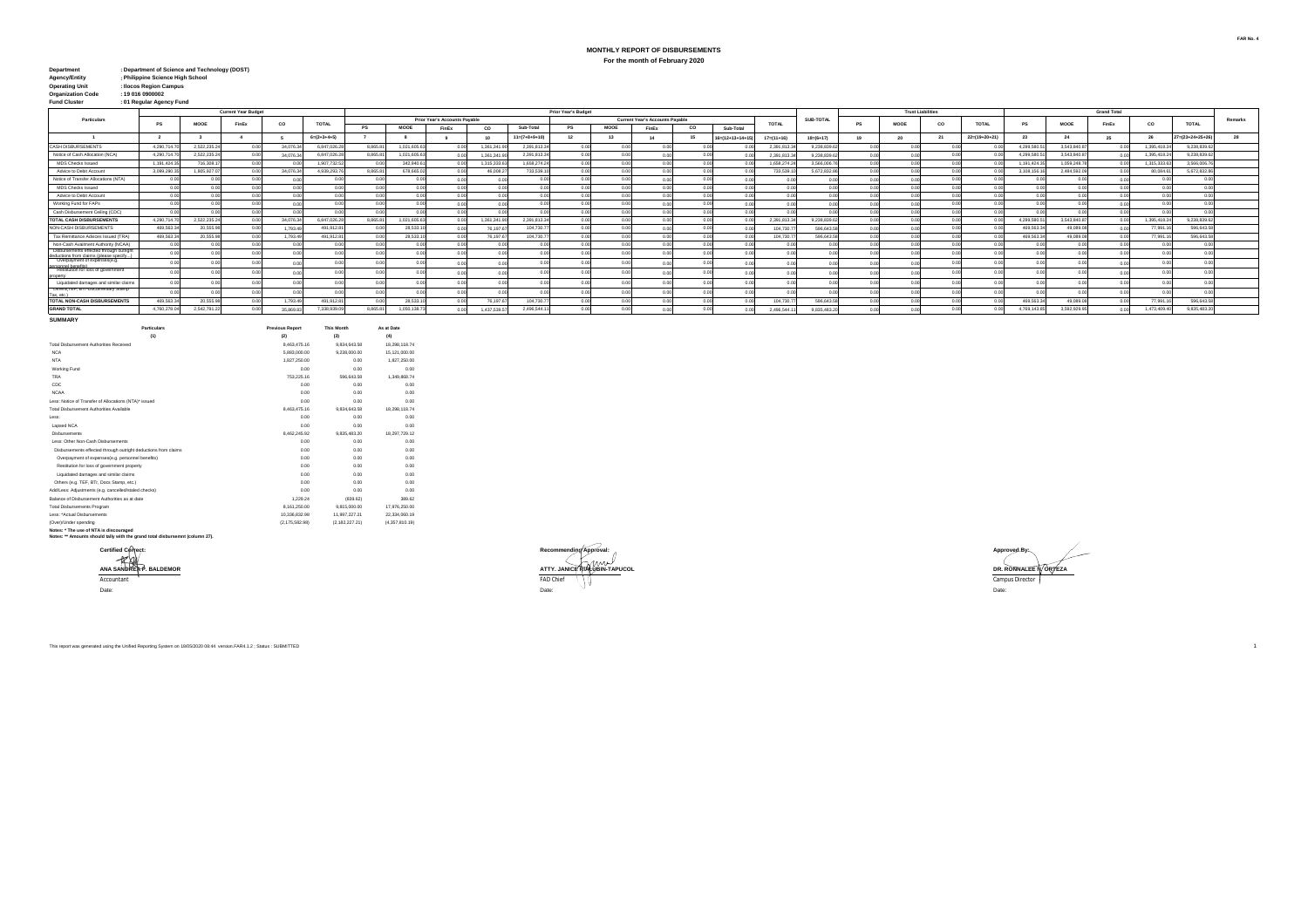FAR No. 4

# MONTHLY REPORT OF DISBURSEMENTS

## For the month of February 2020

**Department** : Department of Science and Technology (DOST)
**Agency/Entity** : Philippine Science High School
**Operating Unit** : Ilocos Region Campus
**Organization Code** : 19 016 0900002
**Fund Cluster** : 01 Regular Agency Fund

| Particulars | Current Year Budget | | | | | Prior Year's Budget | | | | | | | | | | | | | SUB-TOTAL | Trust Liabilities | | | | Grand Total | | | | | Remarks |
|---|---|---|---|---|---|---|---|---|---|---|---|---|---|---|---|---|---|---|---|---|---|---|---|---|---|---|---|---|---|
| | PS | MOOE | FinEx | CO | TOTAL | Prior Year's Accounts Payable | | | | | Current Year's Accounts Payable | | | | | TOTAL | | | | PS | MOOE | CO | TOTAL | PS | MOOE | FinEx | CO | TOTAL | |
| | | | | | | PS | MOOE | FinEx | CO | Sub-Total | PS | MOOE | FinEx | CO | Sub-Total | | | | | | | | | | | | | | |
| 1 | 2 | 3 | 4 | 5 | 6=(2+3+4+5) | 7 | 8 | 9 | 10 | 11=(7+8+9+10) | 12 | 13 | 14 | 15 | 16=(12+13+14+15) | 17=(11+16) | | | 18=(6+17) | 19 | 20 | 21 | 22=(19+20+21) | 23 | 24 | 25 | 26 | 27=(23+24+25+26) | 28 |
| CASH DISBURSEMENTS | 4,290,714.70 | 2,522,235.24 | 0.00 | 34,076.34 | 6,847,026.28 | 8,865.81 | 1,021,605.63 | 0.00 | 1,361,341.90 | 2,391,813.34 | 0.00 | 0.00 | 0.00 | 0.00 | 0.00 | 2,391,813.34 | | | 9,238,839.62 | 0.00 | 0.00 | 0.00 | 0.00 | 4,299,580.51 | 3,543,840.87 | 0.00 | 1,395,418.24 | 9,238,839.62 | |
| Notice of Cash Allocation (NCA) | 4,290,714.70 | 2,522,235.24 | 0.00 | 34,076.34 | 6,847,026.28 | 8,865.81 | 1,021,605.63 | 0.00 | 1,361,341.90 | 2,391,813.34 | 0.00 | 0.00 | 0.00 | 0.00 | 0.00 | 2,391,813.34 | | | 9,238,839.62 | 0.00 | 0.00 | 0.00 | 0.00 | 4,299,580.51 | 3,543,840.87 | 0.00 | 1,395,418.24 | 9,238,839.62 | |
| MDS Checks Issued | 1,191,424.35 | 716,308.17 | 0.00 | 0.00 | 1,907,732.52 | 0.00 | 342,940.61 | 0.00 | 1,315,333.63 | 1,658,274.24 | 0.00 | 0.00 | 0.00 | 0.00 | 0.00 | 1,658,274.24 | | | 3,566,006.76 | 0.00 | 0.00 | 0.00 | 0.00 | 1,191,424.35 | 1,059,248.78 | 0.00 | 1,315,333.63 | 3,566,006.76 | |
| Advice to Debit Account | 3,099,290.35 | 1,805,927.07 | 0.00 | 34,076.34 | 4,939,293.76 | 8,865.81 | 678,665.02 | 0.00 | 46,008.27 | 733,539.10 | 0.00 | 0.00 | 0.00 | 0.00 | 0.00 | 733,539.10 | | | 5,672,832.86 | 0.00 | 0.00 | 0.00 | 0.00 | 3,108,156.16 | 2,484,592.09 | 0.00 | 80,084.61 | 5,672,832.86 | |
| Notice of Transfer Allocations (NTA) | 0.00 | 0.00 | 0.00 | 0.00 | 0.00 | 0.00 | 0.00 | 0.00 | 0.00 | 0.00 | 0.00 | 0.00 | 0.00 | 0.00 | 0.00 | 0.00 | | | 0.00 | 0.00 | 0.00 | 0.00 | 0.00 | 0.00 | 0.00 | 0.00 | 0.00 | 0.00 | |
| MDS Checks Issued | 0.00 | 0.00 | 0.00 | 0.00 | 0.00 | 0.00 | 0.00 | 0.00 | 0.00 | 0.00 | 0.00 | 0.00 | 0.00 | 0.00 | 0.00 | 0.00 | | | 0.00 | 0.00 | 0.00 | 0.00 | 0.00 | 0.00 | 0.00 | 0.00 | 0.00 | 0.00 | |
| Advice to Debit Account | 0.00 | 0.00 | 0.00 | 0.00 | 0.00 | 0.00 | 0.00 | 0.00 | 0.00 | 0.00 | 0.00 | 0.00 | 0.00 | 0.00 | 0.00 | 0.00 | | | 0.00 | 0.00 | 0.00 | 0.00 | 0.00 | 0.00 | 0.00 | 0.00 | 0.00 | 0.00 | |
| Working Fund for FAPs | 0.00 | 0.00 | 0.00 | 0.00 | 0.00 | 0.00 | 0.00 | 0.00 | 0.00 | 0.00 | 0.00 | 0.00 | 0.00 | 0.00 | 0.00 | 0.00 | | | 0.00 | 0.00 | 0.00 | 0.00 | 0.00 | 0.00 | 0.00 | 0.00 | 0.00 | 0.00 | |
| Cash Disbursement Ceiling (CDC) | 0.00 | 0.00 | 0.00 | 0.00 | 0.00 | 0.00 | 0.00 | 0.00 | 0.00 | 0.00 | 0.00 | 0.00 | 0.00 | 0.00 | 0.00 | 0.00 | | | 0.00 | 0.00 | 0.00 | 0.00 | 0.00 | 0.00 | 0.00 | 0.00 | 0.00 | 0.00 | |
| TOTAL CASH DISBURSEMENTS | 4,290,714.70 | 2,522,235.24 | 0.00 | 34,076.34 | 6,847,026.28 | 8,865.81 | 1,021,605.63 | 0.00 | 1,361,341.90 | 2,391,813.34 | 0.00 | 0.00 | 0.00 | 0.00 | 0.00 | 2,391,813.34 | | | 9,238,839.62 | 0.00 | 0.00 | 0.00 | 0.00 | 4,299,580.51 | 3,543,840.87 | 0.00 | 1,395,418.24 | 9,238,839.62 | |
| NON-CASH DISBURSEMENTS | 469,563.34 | 20,555.98 | 0.00 | 1,793.49 | 491,912.81 | 0.00 | 28,533.10 | 0.00 | 76,197.67 | 104,730.77 | 0.00 | 0.00 | 0.00 | 0.00 | 0.00 | 104,730.77 | | | 596,643.58 | 0.00 | 0.00 | 0.00 | 0.00 | 469,563.34 | 49,089.08 | 0.00 | 77,991.16 | 596,643.58 | |
| Tax Remittance Advices Issued (TRA) | 469,563.34 | 20,555.98 | 0.00 | 1,793.49 | 491,912.81 | 0.00 | 28,533.10 | 0.00 | 76,197.67 | 104,730.77 | 0.00 | 0.00 | 0.00 | 0.00 | 0.00 | 104,730.77 | | | 596,643.58 | 0.00 | 0.00 | 0.00 | 0.00 | 469,563.34 | 49,089.08 | 0.00 | 77,991.16 | 596,643.58 | |
| Non-Cash Availment Authority (NCAA) | 0.00 | 0.00 | 0.00 | 0.00 | 0.00 | 0.00 | 0.00 | 0.00 | 0.00 | 0.00 | 0.00 | 0.00 | 0.00 | 0.00 | 0.00 | 0.00 | | | 0.00 | 0.00 | 0.00 | 0.00 | 0.00 | 0.00 | 0.00 | 0.00 | 0.00 | 0.00 | |
| Disbursements effected through outright deductions from claims (please specify...) | 0.00 | 0.00 | 0.00 | 0.00 | 0.00 | 0.00 | 0.00 | 0.00 | 0.00 | 0.00 | 0.00 | 0.00 | 0.00 | 0.00 | 0.00 | 0.00 | | | 0.00 | 0.00 | 0.00 | 0.00 | 0.00 | 0.00 | 0.00 | 0.00 | 0.00 | 0.00 | |
| Overpayment of expenses(e.g. personnel benefits) | 0.00 | 0.00 | 0.00 | 0.00 | 0.00 | 0.00 | 0.00 | 0.00 | 0.00 | 0.00 | 0.00 | 0.00 | 0.00 | 0.00 | 0.00 | 0.00 | | | 0.00 | 0.00 | 0.00 | 0.00 | 0.00 | 0.00 | 0.00 | 0.00 | 0.00 | 0.00 | |
| Restitution for loss of government property | 0.00 | 0.00 | 0.00 | 0.00 | 0.00 | 0.00 | 0.00 | 0.00 | 0.00 | 0.00 | 0.00 | 0.00 | 0.00 | 0.00 | 0.00 | 0.00 | | | 0.00 | 0.00 | 0.00 | 0.00 | 0.00 | 0.00 | 0.00 | 0.00 | 0.00 | 0.00 | |
| Liquidated damages and similar claims | 0.00 | 0.00 | 0.00 | 0.00 | 0.00 | 0.00 | 0.00 | 0.00 | 0.00 | 0.00 | 0.00 | 0.00 | 0.00 | 0.00 | 0.00 | 0.00 | | | 0.00 | 0.00 | 0.00 | 0.00 | 0.00 | 0.00 | 0.00 | 0.00 | 0.00 | 0.00 | |
| Others (TEF, BTr-Documentary Stamp Tax, etc.) | 0.00 | 0.00 | 0.00 | 0.00 | 0.00 | 0.00 | 0.00 | 0.00 | 0.00 | 0.00 | 0.00 | 0.00 | 0.00 | 0.00 | 0.00 | 0.00 | | | 0.00 | 0.00 | 0.00 | 0.00 | 0.00 | 0.00 | 0.00 | 0.00 | 0.00 | 0.00 | |
| TOTAL NON-CASH DISBURSEMENTS | 469,563.34 | 20,555.98 | 0.00 | 1,793.49 | 491,912.81 | 0.00 | 28,533.10 | 0.00 | 76,197.67 | 104,730.77 | 0.00 | 0.00 | 0.00 | 0.00 | 0.00 | 104,730.77 | | | 596,643.58 | 0.00 | 0.00 | 0.00 | 0.00 | 469,563.34 | 49,089.08 | 0.00 | 77,991.16 | 596,643.58 | |
| GRAND TOTAL | 4,760,278.04 | 2,542,791.22 | 0.00 | 35,869.83 | 7,338,939.09 | 8,865.81 | 1,050,138.73 | 0.00 | 1,437,539.57 | 2,496,544.11 | 0.00 | 0.00 | 0.00 | 0.00 | 0.00 | 2,496,544.11 | | | 9,835,483.20 | 0.00 | 0.00 | 0.00 | 0.00 | 4,769,143.85 | 3,592,929.95 | 0.00 | 1,473,409.40 | 9,835,483.20 | |

**SUMMARY**

| Particulars | Previous Report | This Month | As at Date |
|---|---|---|---|
| (1) | (2) | (3) | (4) |
| Total Disbursement Authorities Received | 8,463,475.16 | 9,834,643.58 | 18,298,118.74 |
| NCA | 5,883,000.00 | 9,238,000.00 | 15,121,000.00 |
| NTA | 1,827,250.00 | 0.00 | 1,827,250.00 |
| Working Fund | 0.00 | 0.00 | 0.00 |
| TRA | 753,225.16 | 596,643.58 | 1,349,868.74 |
| CDC | 0.00 | 0.00 | 0.00 |
| NCAA | 0.00 | 0.00 | 0.00 |
| Less: Notice of Transfer of Allocations (NTA)* issued | 0.00 | 0.00 | 0.00 |
| Total Disbursement Authorities Available | 8,463,475.16 | 9,834,643.58 | 18,298,118.74 |
| Less: | 0.00 | 0.00 | 0.00 |
| Lapsed NCA | 0.00 | 0.00 | 0.00 |
| Disbursements | 8,462,245.92 | 9,835,483.20 | 18,297,729.12 |
| Less: Other Non-Cash Disbursements | 0.00 | 0.00 | 0.00 |
| Disbursements effected through outright deductions from claims | 0.00 | 0.00 | 0.00 |
| Overpayment of expenses(e.g. personnel benefits) | 0.00 | 0.00 | 0.00 |
| Restitution for loss of government property | 0.00 | 0.00 | 0.00 |
| Liquidated damages and similar claims | 0.00 | 0.00 | 0.00 |
| Others (e.g. TEF, BTr, Docs Stamp, etc.) | 0.00 | 0.00 | 0.00 |
| Add/Less: Adjustments (e.g. cancelled/staled checks) | 0.00 | 0.00 | 0.00 |
| Balance of Disbursement Authorities as at date | 1,229.24 | (839.62) | 389.62 |
| Total Disbursements Program | 8,161,250.00 | 9,815,000.00 | 17,976,250.00 |
| Less: *Actual Disbursements | 10,336,832.98 | 11,997,227.21 | 22,334,060.19 |
| (Over)/Under spending | (2,175,582.98) | (2,182,227.21) | (4,357,810.19) |

**Notes: * The use of NTA is discouraged**
**Notes: ** Amounts should tally with the grand total disbursemnt (column 27).**

**Certified Correct:**
**ANA SANDREA P. BALDEMOR**
Accountant
Date:

**Recommending Approval:**
**ATTY. JANICE RUBUBIN-TAPUCOL**
FAD Chief
Date:

**Approved By:**
**DR. RONNALEE N. ORTEZA**
Campus Director
Date:

This report was generated using the Unified Reporting System on 18/05/2020 08:44 version.FAR4.1.2 ; Status : SUBMITTED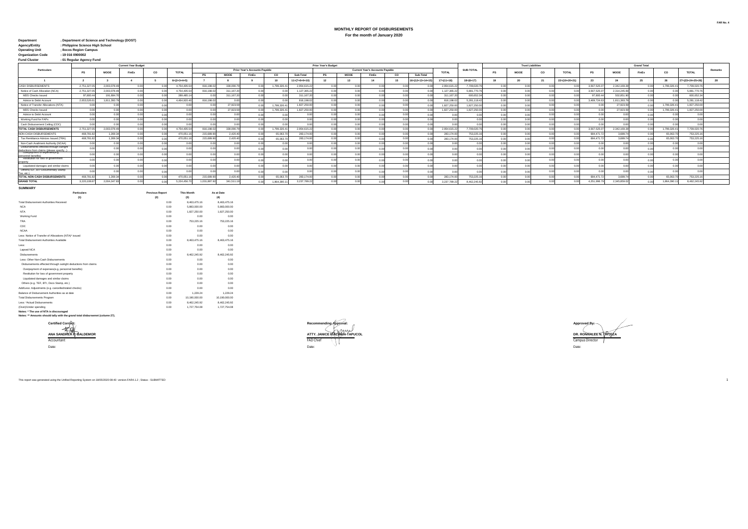FAR No. 4

# MONTHLY REPORT OF DISBURSEMENTS

## For the month of January 2020

**Department** : **Department of Science and Technology (DOST)**
**Agency/Entity** : **Philippine Science High School**
**Operating Unit** : **Ilocos Region Campus**
**Organization Code** : **19 016 0900002**
**Fund Cluster** : **01 Regular Agency Fund**

| Particulars | Current Year Budget | | | | | Prior Year's Budget | | | | | | | | | | | | SUB-TOTAL | Trust Liabilities | | | | | Grand Total | | | | | Remarks |
|---|---|---|---|---|---|---|---|---|---|---|---|---|---|---|---|---|---|---|---|---|---|---|---|---|---|---|---|---|---|
| | PS | MOOE | FinEx | CO | TOTAL | Prior Year's Accounts Payable | | | | | Current Year's Accounts Payable | | | | | TOTAL | | PS | MOOE | CO | TOTAL | PS | MOOE | FinEx | CO | TOTAL | |
| | | | | | | PS | MOOE | FinEx | CO | Sub-Total | PS | MOOE | FinEx | CO | Sub-Total | | | | | | | | | | | | |
| 1 | 2 | 3 | 4 | 5 | 6=(2+3+4+5) | 7 | 8 | 9 | 10 | 11=(7+8+9+10) | 12 | 13 | 14 | 15 | 16=(12+13+14+15) | 17=(11+16) | 18=(6+17) | 19 | 20 | 21 | 22=(19+20+21) | 23 | 24 | 25 | 26 | 27=(23+24+25+26) | 28 |
| CASH DISBURSEMENTS | 2,751,327.05 | 2,003,078.49 | 0.00 | 0.00 | 4,754,405.54 | 816,198.02 | 338,090.79 | 0.00 | 1,799,326.41 | 2,954,615.22 | 0.00 | 0.00 | 0.00 | 0.00 | 0.00 | 2,954,615.22 | 7,709,020.76 | 0.00 | 0.00 | 0.00 | 0.00 | 3,567,525.07 | 2,342,169.28 | 0.00 | 1,799,326.41 | 7,709,020.76 | |
| Notice of Cash Allocation (NCA) | 2,751,327.05 | 2,003,078.49 | 0.00 | 0.00 | 4,754,405.54 | 816,198.02 | 311,167.20 | 0.00 | 0.00 | 1,127,365.22 | 0.00 | 0.00 | 0.00 | 0.00 | 0.00 | 1,127,365.22 | 5,881,770.76 | 0.00 | 0.00 | 0.00 | 0.00 | 3,567,525.07 | 2,314,245.69 | 0.00 | 0.00 | 5,881,770.76 | |
| MDS Checks Issued | 97,800.44 | 191,684.70 | 0.00 | 0.00 | 289,485.14 | 0.00 | 311,167.20 | 0.00 | 0.00 | 311,167.20 | 0.00 | 0.00 | 0.00 | 0.00 | 0.00 | 311,167.20 | 600,652.34 | 0.00 | 0.00 | 0.00 | 0.00 | 97,800.44 | 502,851.90 | 0.00 | 0.00 | 600,652.34 | |
| Advice to Debit Account | 2,653,526.61 | 1,811,393.79 | 0.00 | 0.00 | 4,464,920.40 | 816,198.02 | 0.00 | 0.00 | 0.00 | 816,198.02 | 0.00 | 0.00 | 0.00 | 0.00 | 0.00 | 816,198.02 | 5,281,118.42 | 0.00 | 0.00 | 0.00 | 0.00 | 3,469,724.63 | 1,811,393.79 | 0.00 | 0.00 | 5,281,118.42 | |
| Notice of Transfer Allocations (NTA) | 0.00 | 0.00 | 0.00 | 0.00 | 0.00 | 0.00 | 27,923.59 | 0.00 | 1,799,326.41 | 1,827,250.00 | 0.00 | 0.00 | 0.00 | 0.00 | 0.00 | 1,827,250.00 | 1,827,250.00 | 0.00 | 0.00 | 0.00 | 0.00 | 0.00 | 27,923.59 | 0.00 | 1,799,326.41 | 1,827,250.00 | |
| MDS Checks Issued | 0.00 | 0.00 | 0.00 | 0.00 | 0.00 | 0.00 | 27,923.59 | 0.00 | 1,799,326.41 | 1,827,250.00 | 0.00 | 0.00 | 0.00 | 0.00 | 0.00 | 1,827,250.00 | 1,827,250.00 | 0.00 | 0.00 | 0.00 | 0.00 | 0.00 | 27,923.59 | 0.00 | 1,799,326.41 | 1,827,250.00 | |
| Advice to Debit Account | 0.00 | 0.00 | 0.00 | 0.00 | 0.00 | 0.00 | 0.00 | 0.00 | 0.00 | 0.00 | 0.00 | 0.00 | 0.00 | 0.00 | 0.00 | 0.00 | 0.00 | 0.00 | 0.00 | 0.00 | 0.00 | 0.00 | 0.00 | 0.00 | 0.00 | 0.00 | |
| Working Fund for FAPs | 0.00 | 0.00 | 0.00 | 0.00 | 0.00 | 0.00 | 0.00 | 0.00 | 0.00 | 0.00 | 0.00 | 0.00 | 0.00 | 0.00 | 0.00 | 0.00 | 0.00 | 0.00 | 0.00 | 0.00 | 0.00 | 0.00 | 0.00 | 0.00 | 0.00 | 0.00 | |
| Cash Disbursement Ceiling (CDC) | 0.00 | 0.00 | 0.00 | 0.00 | 0.00 | 0.00 | 0.00 | 0.00 | 0.00 | 0.00 | 0.00 | 0.00 | 0.00 | 0.00 | 0.00 | 0.00 | 0.00 | 0.00 | 0.00 | 0.00 | 0.00 | 0.00 | 0.00 | 0.00 | 0.00 | 0.00 | |
| TOTAL CASH DISBURSEMENTS | 2,751,327.05 | 2,003,078.49 | 0.00 | 0.00 | 4,754,405.54 | 816,198.02 | 338,090.79 | 0.00 | 1,799,326.41 | 2,954,615.22 | 0.00 | 0.00 | 0.00 | 0.00 | 0.00 | 2,954,615.22 | 7,709,020.76 | 0.00 | 0.00 | 0.00 | 0.00 | 3,567,525.07 | 2,342,169.28 | 0.00 | 1,799,326.41 | 7,709,020.76 | |
| NON-CASH DISBURSEMENTS | 468,781.82 | 1,269.34 | 0.00 | 0.00 | 470,051.16 | 215,689.90 | 2,420.40 | 0.00 | 65,063.70 | 283,174.00 | 0.00 | 0.00 | 0.00 | 0.00 | 0.00 | 283,174.00 | 753,225.16 | 0.00 | 0.00 | 0.00 | 0.00 | 684,471.72 | 3,689.74 | 0.00 | 65,063.70 | 753,225.16 | |
| Tax Remittance Advices Issued (TRA) | 468,781.82 | 1,269.34 | 0.00 | 0.00 | 470,051.16 | 215,689.90 | 2,420.40 | 0.00 | 65,063.70 | 283,174.00 | 0.00 | 0.00 | 0.00 | 0.00 | 0.00 | 283,174.00 | 753,225.16 | 0.00 | 0.00 | 0.00 | 0.00 | 684,471.72 | 3,689.74 | 0.00 | 65,063.70 | 753,225.16 | |
| Non-Cash Availment Authority (NCAA) | 0.00 | 0.00 | 0.00 | 0.00 | 0.00 | 0.00 | 0.00 | 0.00 | 0.00 | 0.00 | 0.00 | 0.00 | 0.00 | 0.00 | 0.00 | 0.00 | 0.00 | 0.00 | 0.00 | 0.00 | 0.00 | 0.00 | 0.00 | 0.00 | 0.00 | 0.00 | |
| Disbursements effected through outright deductions from claims (please specify...) | 0.00 | 0.00 | 0.00 | 0.00 | 0.00 | 0.00 | 0.00 | 0.00 | 0.00 | 0.00 | 0.00 | 0.00 | 0.00 | 0.00 | 0.00 | 0.00 | 0.00 | 0.00 | 0.00 | 0.00 | 0.00 | 0.00 | 0.00 | 0.00 | 0.00 | 0.00 | |
| Overpayment of expenses(e.g. personnel benefits) | 0.00 | 0.00 | 0.00 | 0.00 | 0.00 | 0.00 | 0.00 | 0.00 | 0.00 | 0.00 | 0.00 | 0.00 | 0.00 | 0.00 | 0.00 | 0.00 | 0.00 | 0.00 | 0.00 | 0.00 | 0.00 | 0.00 | 0.00 | 0.00 | 0.00 | 0.00 | |
| Restitution for loss of government property | 0.00 | 0.00 | 0.00 | 0.00 | 0.00 | 0.00 | 0.00 | 0.00 | 0.00 | 0.00 | 0.00 | 0.00 | 0.00 | 0.00 | 0.00 | 0.00 | 0.00 | 0.00 | 0.00 | 0.00 | 0.00 | 0.00 | 0.00 | 0.00 | 0.00 | 0.00 | |
| Liquidated damages and similar claims | 0.00 | 0.00 | 0.00 | 0.00 | 0.00 | 0.00 | 0.00 | 0.00 | 0.00 | 0.00 | 0.00 | 0.00 | 0.00 | 0.00 | 0.00 | 0.00 | 0.00 | 0.00 | 0.00 | 0.00 | 0.00 | 0.00 | 0.00 | 0.00 | 0.00 | 0.00 | |
| Others(TEF, BTr-Documentary Stamp Tax, etc.) | 0.00 | 0.00 | 0.00 | 0.00 | 0.00 | 0.00 | 0.00 | 0.00 | 0.00 | 0.00 | 0.00 | 0.00 | 0.00 | 0.00 | 0.00 | 0.00 | 0.00 | 0.00 | 0.00 | 0.00 | 0.00 | 0.00 | 0.00 | 0.00 | 0.00 | 0.00 | |
| TOTAL NON-CASH DISBURSEMENTS | 468,781.82 | 1,269.34 | 0.00 | 0.00 | 470,051.16 | 215,689.90 | 2,420.40 | 0.00 | 65,063.70 | 283,174.00 | 0.00 | 0.00 | 0.00 | 0.00 | 0.00 | 283,174.00 | 753,225.16 | 0.00 | 0.00 | 0.00 | 0.00 | 684,471.72 | 3,689.74 | 0.00 | 65,063.70 | 753,225.16 | |
| GRAND TOTAL | 3,220,108.87 | 2,004,347.83 | 0.00 | 0.00 | 5,224,456.70 | 1,031,887.92 | 341,511.19 | 0.00 | 1,864,390.11 | 3,237,789.22 | 0.00 | 0.00 | 0.00 | 0.00 | 0.00 | 3,237,789.22 | 8,462,245.92 | 0.00 | 0.00 | 0.00 | 0.00 | 4,251,996.79 | 2,345,859.02 | 0.00 | 1,864,390.11 | 8,462,245.92 | |

**SUMMARY**

| Particulars | Previous Report | This Month | As at Date |
|---|---|---|---|
| (1) | (2) | (3) | (4) |
| Total Disbursement Authorities Received | 0.00 | 8,463,475.16 | 8,463,475.16 |
| NCA | 0.00 | 5,883,000.00 | 5,883,000.00 |
| NTA | 0.00 | 1,827,250.00 | 1,827,250.00 |
| Working Fund | 0.00 | 0.00 | 0.00 |
| TRA | 0.00 | 753,225.16 | 753,225.16 |
| CDC | 0.00 | 0.00 | 0.00 |
| NCAA | 0.00 | 0.00 | 0.00 |
| Less: Notice of Transfer of Allocations (NTA)* issued | 0.00 | 0.00 | 0.00 |
| Total Disbursement Authorities Available | 0.00 | 8,463,475.16 | 8,463,475.16 |
| Less: | 0.00 | 0.00 | 0.00 |
| Lapsed NCA | 0.00 | 0.00 | 0.00 |
| Disbursements | 0.00 | 8,462,245.92 | 8,462,245.92 |
| Less: Other Non-Cash Disbursements | 0.00 | 0.00 | 0.00 |
| Disbursements effected through outright deductions from claims | 0.00 | 0.00 | 0.00 |
| Overpayment of expenses(e.g. personnel benefits) | 0.00 | 0.00 | 0.00 |
| Restitution for loss of government property | 0.00 | 0.00 | 0.00 |
| Liquidated damages and similar claims | 0.00 | 0.00 | 0.00 |
| Others (e.g. TEF, BTr, Docs Stamp, etc.) | 0.00 | 0.00 | 0.00 |
| Add/Less: Adjustments (e.g. cancelled/staled checks) | 0.00 | 0.00 | 0.00 |
| Balance of Disbursement Authorities as at date | 0.00 | 1,229.24 | 1,229.24 |
| Total Disbursements Program | 0.00 | 10,190,000.00 | 10,190,000.00 |
| Less: *Actual Disbursements | 0.00 | 8,462,245.92 | 8,462,245.92 |
| (Over)/Under spending | 0.00 | 1,727,754.08 | 1,727,754.08 |

**Notes: * The use of NTA is discouraged**
**Notes: ** Amounts should tally with the grand total disbursemnt (column 27).**

| Certified Correct: | Recommending Approval: | Approved By: |
|---|---|---|
| **ANA SANDREA R. BALDEMOR** | **ATTY. JANICE MACASIN-TAPUCOL** | **DR. RONNALEE N. ORTEZA** |
| Accountant | FAD Chief | Campus Director |
| Date: | Date: | Date: |

This report was generated using the Unified Reporting System on 18/05/2020 08:40 version.FAR4.1.2 ; Status : SUBMITTED